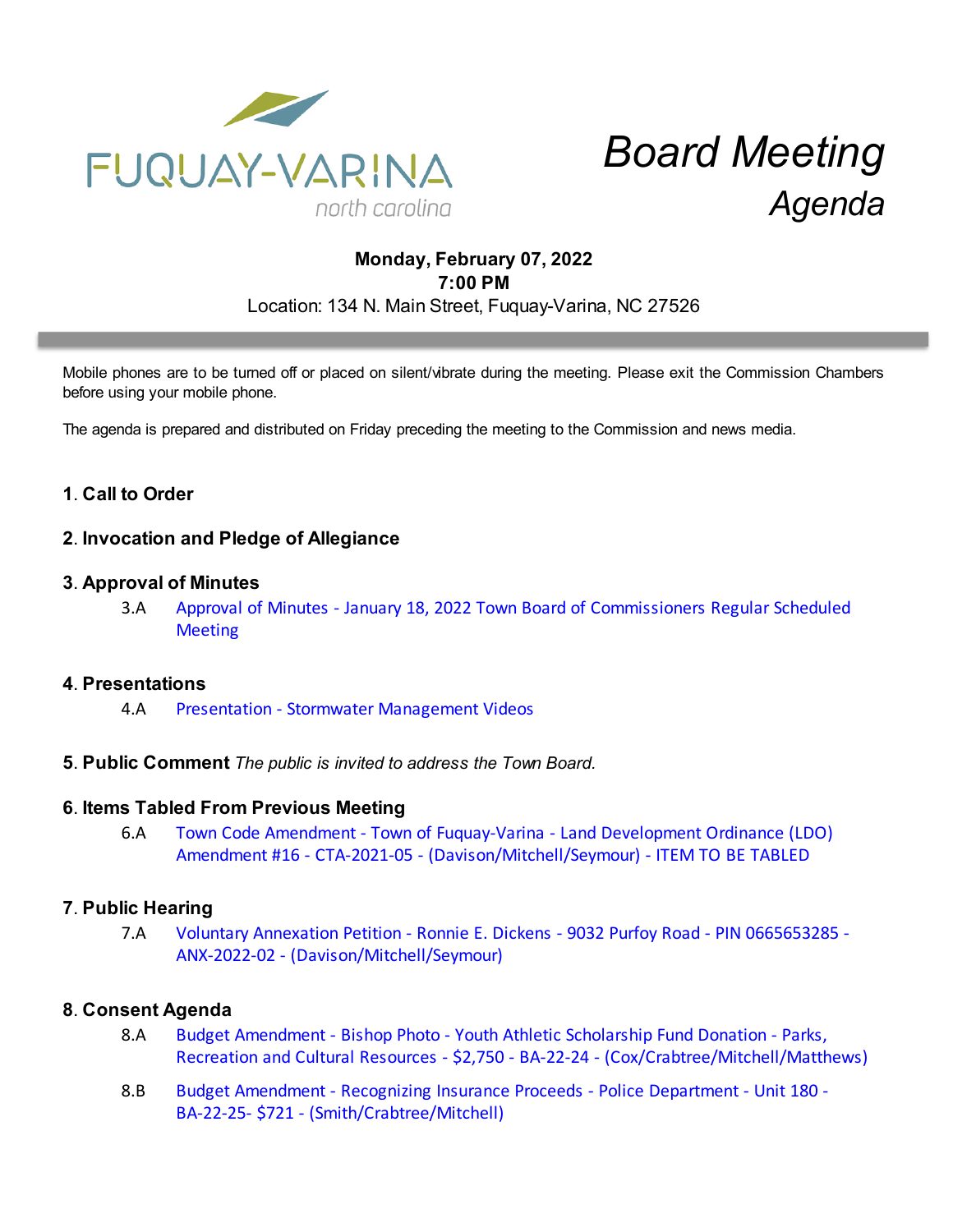FUQUAY-VARINA
north carolina

# Board Meeting Agenda

**Monday, February 07, 2022**
**7:00 PM**
Location: 134 N. Main Street, Fuquay-Varina, NC 27526

Mobile phones are to be turned off or placed on silent/vibrate during the meeting. Please exit the Commission Chambers before using your mobile phone.

The agenda is prepared and distributed on Friday preceding the meeting to the Commission and news media.

### 1. Call to Order

### 2. Invocation and Pledge of Allegiance

### 3. Approval of Minutes

3.A Approval of Minutes - January 18, 2022 Town Board of Commissioners Regular Scheduled Meeting

### 4. Presentations

4.A Presentation - Stormwater Management Videos

### 5. Public Comment *The public is invited to address the Town Board.*

### 6. Items Tabled From Previous Meeting

6.A Town Code Amendment - Town of Fuquay-Varina - Land Development Ordinance (LDO) Amendment #16 - CTA-2021-05 - (Davison/Mitchell/Seymour) - ITEM TO BE TABLED

### 7. Public Hearing

7.A Voluntary Annexation Petition - Ronnie E. Dickens - 9032 Purfoy Road - PIN 0665653285 - ANX-2022-02 - (Davison/Mitchell/Seymour)

### 8. Consent Agenda

8.A Budget Amendment - Bishop Photo - Youth Athletic Scholarship Fund Donation - Parks, Recreation and Cultural Resources - $2,750 - BA-22-24 - (Cox/Crabtree/Mitchell/Matthews)

8.B Budget Amendment - Recognizing Insurance Proceeds - Police Department - Unit 180 - BA-22-25- $721 - (Smith/Crabtree/Mitchell)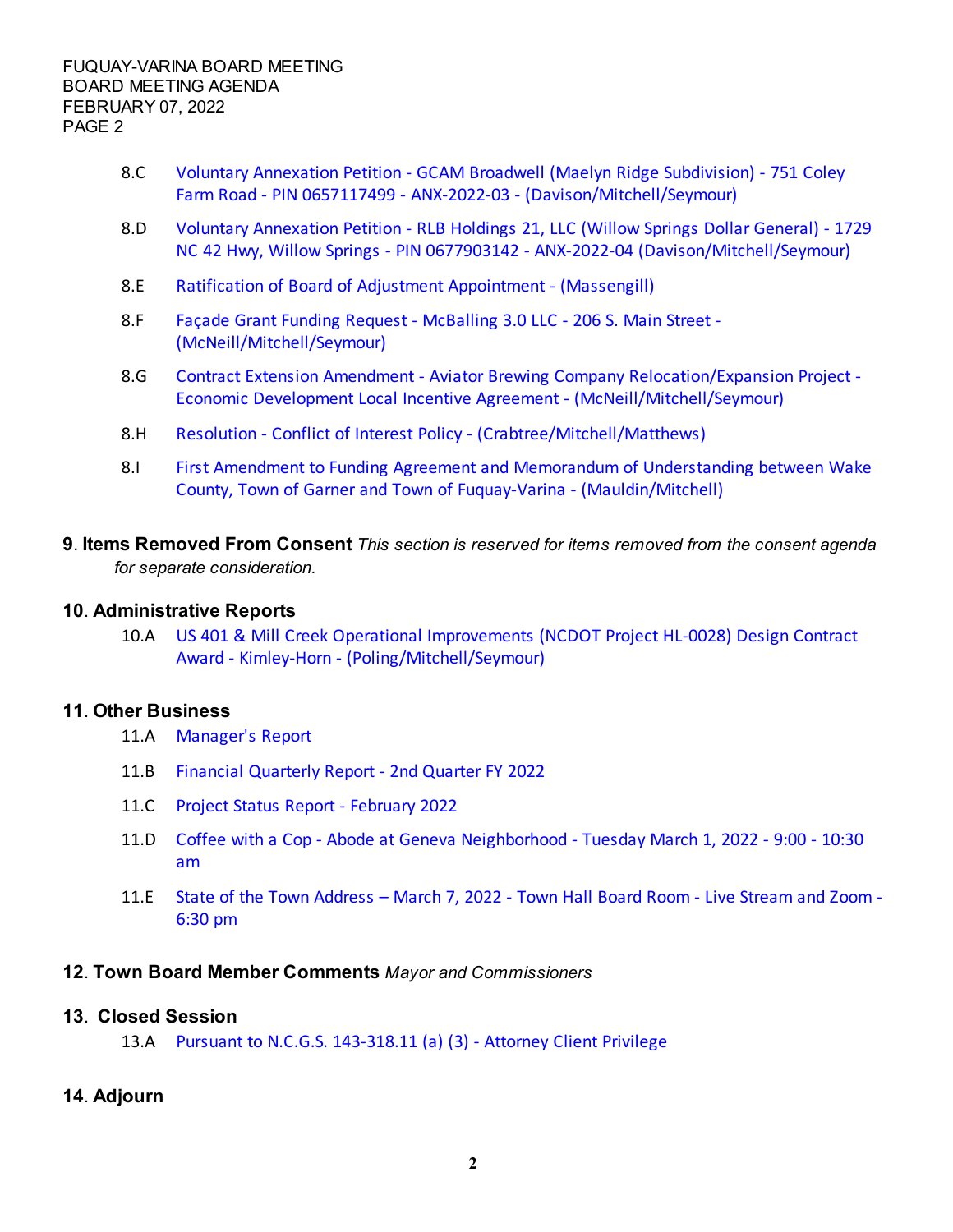8.C Voluntary Annexation Petition - GCAM Broadwell (Maelyn Ridge Subdivision) - 751 Coley Farm Road - PIN 0657117499 - ANX-2022-03 - (Davison/Mitchell/Seymour)

8.D Voluntary Annexation Petition - RLB Holdings 21, LLC (Willow Springs Dollar General) - 1729 NC 42 Hwy, Willow Springs - PIN 0677903142 - ANX-2022-04 (Davison/Mitchell/Seymour)

8.E Ratification of Board of Adjustment Appointment - (Massengill)

8.F Façade Grant Funding Request - McBalling 3.0 LLC - 206 S. Main Street - (McNeill/Mitchell/Seymour)

8.G Contract Extension Amendment - Aviator Brewing Company Relocation/Expansion Project - Economic Development Local Incentive Agreement - (McNeill/Mitchell/Seymour)

8.H Resolution - Conflict of Interest Policy - (Crabtree/Mitchell/Matthews)

8.I First Amendment to Funding Agreement and Memorandum of Understanding between Wake County, Town of Garner and Town of Fuquay-Varina - (Mauldin/Mitchell)

**9. Items Removed From Consent** *This section is reserved for items removed from the consent agenda for separate consideration.*

**10. Administrative Reports**

10.A US 401 & Mill Creek Operational Improvements (NCDOT Project HL-0028) Design Contract Award - Kimley-Horn - (Poling/Mitchell/Seymour)

**11. Other Business**

11.A Manager's Report

11.B Financial Quarterly Report - 2nd Quarter FY 2022

11.C Project Status Report - February 2022

11.D Coffee with a Cop - Abode at Geneva Neighborhood - Tuesday March 1, 2022 - 9:00 - 10:30 am

11.E State of the Town Address – March 7, 2022 - Town Hall Board Room - Live Stream and Zoom - 6:30 pm

**12. Town Board Member Comments** *Mayor and Commissioners*

**13. Closed Session**

13.A Pursuant to N.C.G.S. 143-318.11 (a) (3) - Attorney Client Privilege

**14. Adjourn**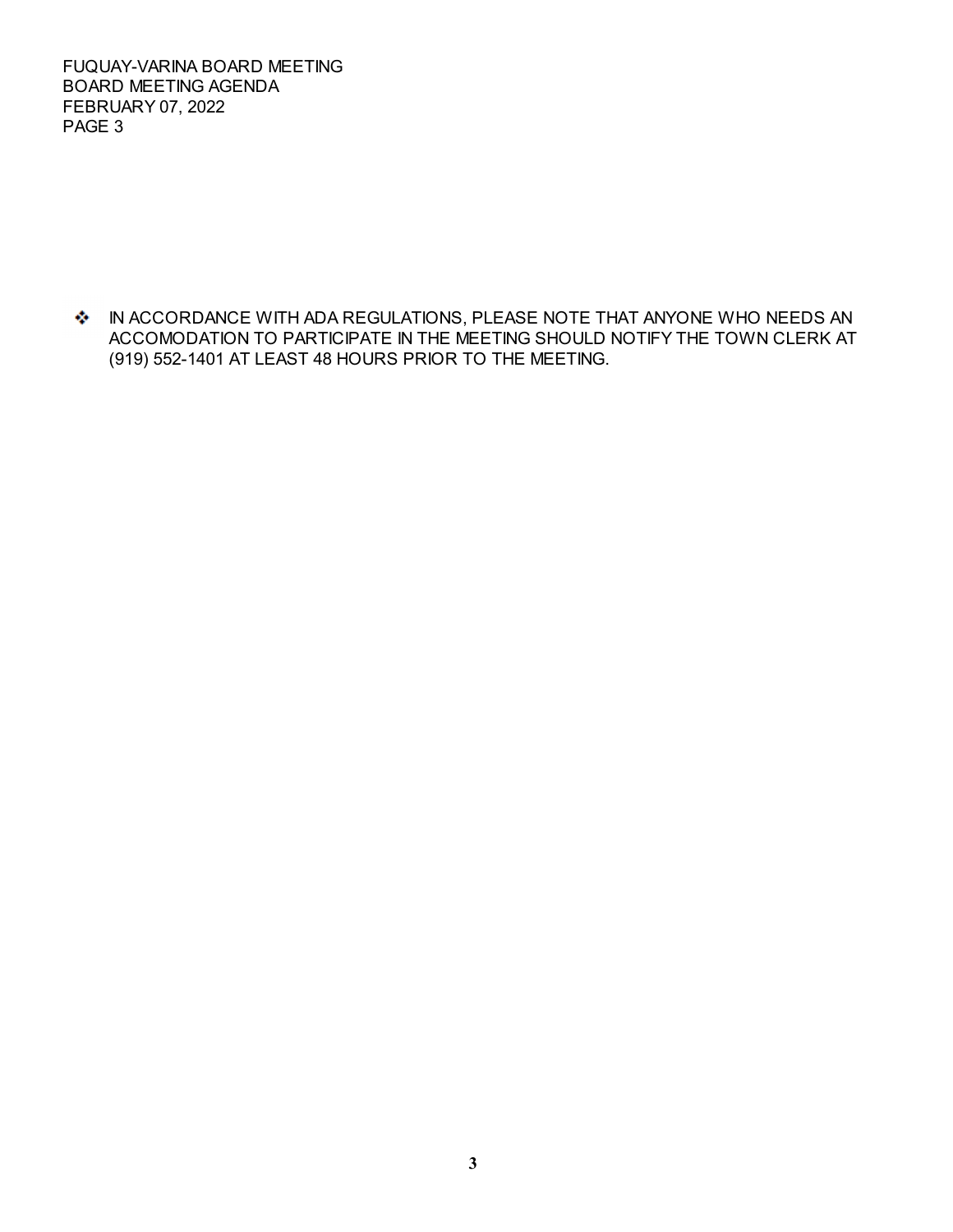- IN ACCORDANCE WITH ADA REGULATIONS, PLEASE NOTE THAT ANYONE WHO NEEDS AN ACCOMODATION TO PARTICIPATE IN THE MEETING SHOULD NOTIFY THE TOWN CLERK AT (919) 552-1401 AT LEAST 48 HOURS PRIOR TO THE MEETING.